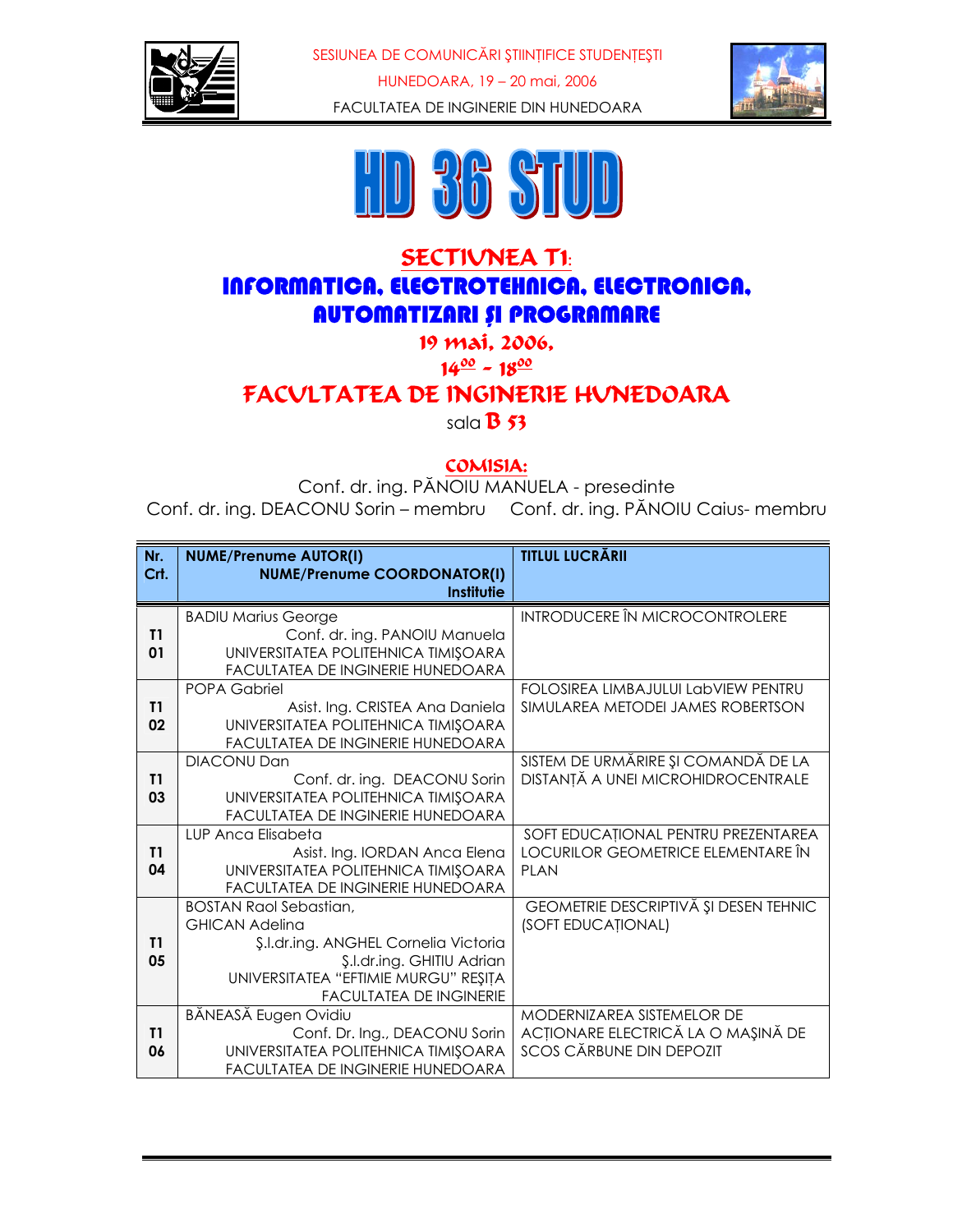SESIUNEA DE COMUNICĂRI ŞTIINŢIFICE STUDENŢEŞTI

HUNEDOARA, 19 – 20 mai, 2006

FACULTATEA DE INGINERIE DIN HUNEDOARA

# HD 36 STUD

## SECTIUNEA T1: INFORMATICA, ELECTROTEHNICA, ELECTRONICA, AUTOMATIZARI ŞI PROGRAMARE

### 19 mai, 2006, $14^{00}$ - $18^{00}$

### FACULTATEA DE INGINERIE HUNEDOARA

sala **B 53**

**COMISIA:**

Conf. dr. ing. PĂNOIU MANUELA - presedinte

Conf. dr. ing. DEACONU Sorin – membru   Conf. dr. ing. PĂNOIU Caius- membru

| Nr. Crt. | NUME/Prenume AUTOR(I) NUME/Prenume COORDONATOR(I) Institutie | TITLUL LUCRĂRII |
|---|---|---|
| T1 01 | BADIU Marius George<br>Conf. dr. ing. PANOIU Manuela<br>UNIVERSITATEA POLITEHNICA TIMIŞOARA<br>FACULTATEA DE INGINERIE HUNEDOARA | INTRODUCERE ÎN MICROCONTROLERE |
| T1 02 | POPA Gabriel<br>Asist. Ing. CRISTEA Ana Daniela<br>UNIVERSITATEA POLITEHNICA TIMIŞOARA<br>FACULTATEA DE INGINERIE HUNEDOARA | FOLOSIREA LIMBAJULUI LabVIEW PENTRU SIMULAREA METODEI JAMES ROBERTSON |
| T1 03 | DIACONU Dan<br>Conf. dr. ing. DEACONU Sorin<br>UNIVERSITATEA POLITEHNICA TIMIŞOARA<br>FACULTATEA DE INGINERIE HUNEDOARA | SISTEM DE URMĂRIRE ŞI COMANDĂ DE LA DISTANŢĂ A UNEI MICROHIDROCENTRALE |
| T1 04 | LUP Anca Elisabeta<br>Asist. Ing. IORDAN Anca Elena<br>UNIVERSITATEA POLITEHNICA TIMIŞOARA<br>FACULTATEA DE INGINERIE HUNEDOARA | SOFT EDUCAŢIONAL PENTRU PREZENTAREA LOCURILOR GEOMETRICE ELEMENTARE ÎN PLAN |
| T1 05 | BOSTAN Raol Sebastian,<br>GHICAN Adelina<br>Ş.l.dr.ing. ANGHEL Cornelia Victoria<br>Ş.l.dr.ing. GHITIU Adrian<br>UNIVERSITATEA "EFTIMIE MURGU" REŞIŢA<br>FACULTATEA DE INGINERIE | GEOMETRIE DESCRIPTIVĂ ŞI DESEN TEHNIC (SOFT EDUCAŢIONAL) |
| T1 06 | BĂNEASĂ Eugen Ovidiu<br>Conf. Dr. Ing., DEACONU Sorin<br>UNIVERSITATEA POLITEHNICA TIMIŞOARA<br>FACULTATEA DE INGINERIE HUNEDOARA | MODERNIZAREA SISTEMELOR DE ACŢIONARE ELECTRICĂ LA O MAŞINĂ DE SCOS CĂRBUNE DIN DEPOZIT |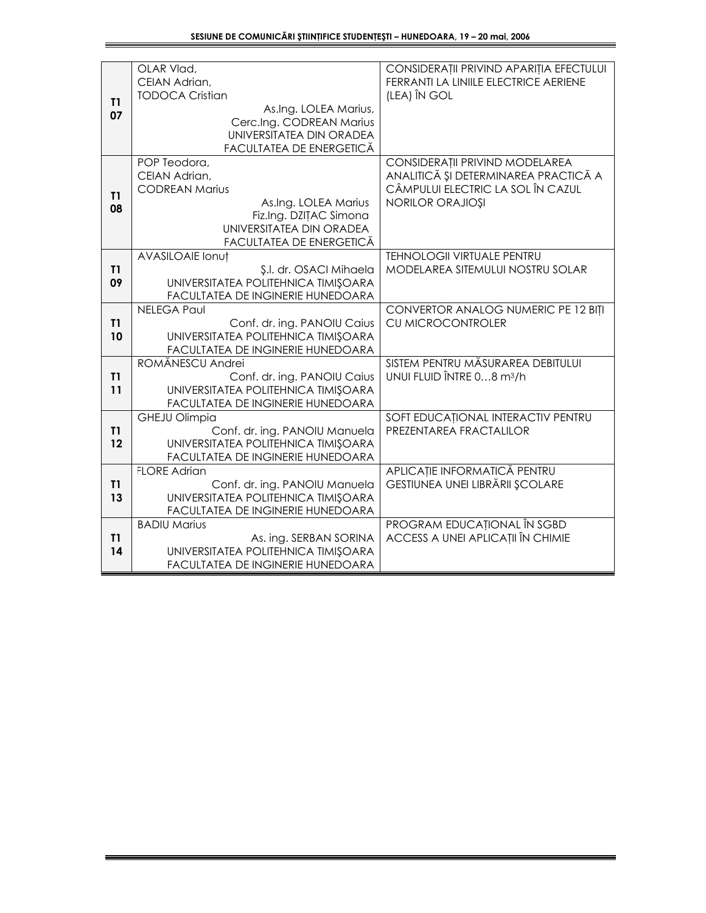| | | |
|---|---|---|
| T1 07 | OLAR Vlad, CEIAN Adrian, TODOCA Cristian<br>As.Ing. LOLEA Marius, Cerc.Ing. CODREAN Marius<br>UNIVERSITATEA DIN ORADEA<br>FACULTATEA DE ENERGETICĂ | CONSIDERAȚII PRIVIND APARIȚIA EFECTULUI FERRANTI LA LINIILE ELECTRICE AERIENE (LEA) ÎN GOL |
| T1 08 | POP Teodora, CEIAN Adrian, CODREAN Marius<br>As.Ing. LOLEA Marius<br>Fiz.Ing. DZIȚAC Simona<br>UNIVERSITATEA DIN ORADEA<br>FACULTATEA DE ENERGETICĂ | CONSIDERAȚII PRIVIND MODELAREA ANALITICĂ ŞI DETERMINAREA PRACTICĂ A CÂMPULUI ELECTRIC LA SOL ÎN CAZUL NORILOR ORAJIOŞI |
| T1 09 | AVASILOAIE Ionuț<br>Ş.l. dr. OSACI Mihaela<br>UNIVERSITATEA POLITEHNICA TIMIŞOARA<br>FACULTATEA DE INGINERIE HUNEDOARA | TEHNOLOGII VIRTUALE PENTRU MODELAREA SITEMULUI NOSTRU SOLAR |
| T1 10 | NELEGA Paul<br>Conf. dr. ing. PANOIU Caius<br>UNIVERSITATEA POLITEHNICA TIMIŞOARA<br>FACULTATEA DE INGINERIE HUNEDOARA | CONVERTOR ANALOG NUMERIC PE 12 BIȚI CU MICROCONTROLER |
| T1 11 | ROMĂNESCU Andrei<br>Conf. dr. ing. PANOIU Caius<br>UNIVERSITATEA POLITEHNICA TIMIŞOARA<br>FACULTATEA DE INGINERIE HUNEDOARA | SISTEM PENTRU MĂSURAREA DEBITULUI UNUI FLUID ÎNTRE 0…8 $m^3/h$ |
| T1 12 | GHEJU Olimpia<br>Conf. dr. ing. PANOIU Manuela<br>UNIVERSITATEA POLITEHNICA TIMIŞOARA<br>FACULTATEA DE INGINERIE HUNEDOARA | SOFT EDUCAȚIONAL INTERACTIV PENTRU PREZENTAREA FRACTALILOR |
| T1 13 | FLORE Adrian<br>Conf. dr. ing. PANOIU Manuela<br>UNIVERSITATEA POLITEHNICA TIMIŞOARA<br>FACULTATEA DE INGINERIE HUNEDOARA | APLICAȚIE INFORMATICĂ PENTRU GESTIUNEA UNEI LIBRĂRII ŞCOLARE |
| T1 14 | BADIU Marius<br>As. ing. SERBAN SORINA<br>UNIVERSITATEA POLITEHNICA TIMIŞOARA<br>FACULTATEA DE INGINERIE HUNEDOARA | PROGRAM EDUCAȚIONAL ÎN SGBD ACCESS A UNEI APLICAȚII ÎN CHIMIE |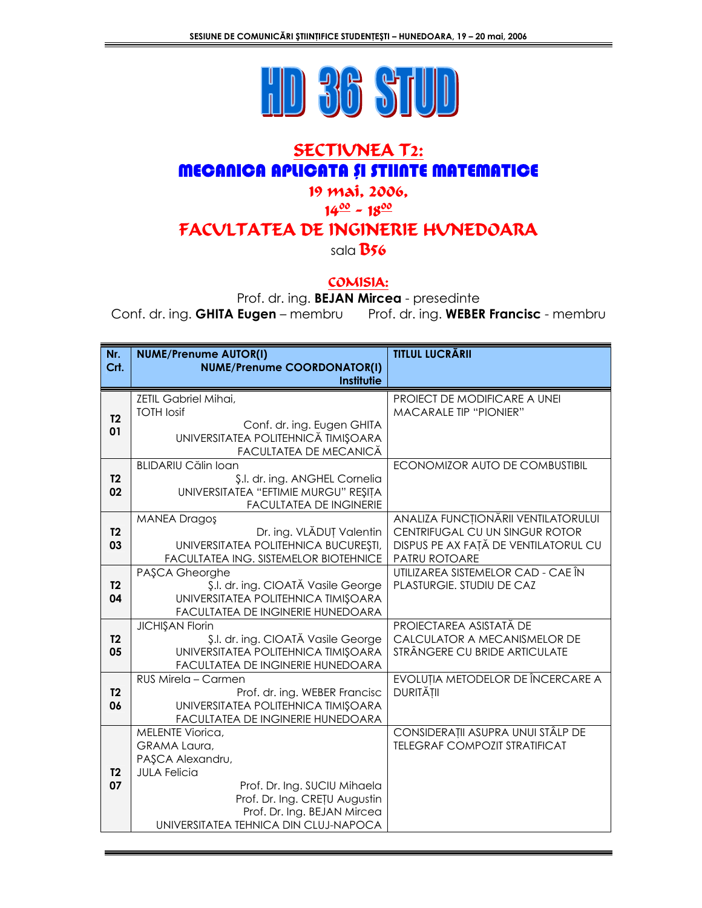# HD 36 STUD

## SECTIUNEA T2:
## MECANICA APLICATA ŞI STIINTE MATEMATICE

**19 mai, 2006,**

**$14^{00}$ - $18^{00}$**

## FACULTATEA DE INGINERIE HUNEDOARA

sala **B56**

### COMISIA:

Prof. dr. ing. **BEJAN Mircea** - presedinte

Conf. dr. ing. **GHITA Eugen** – membru Prof. dr. ing. **WEBER Francisc** - membru

| Nr. Crt. | NUME/Prenume AUTOR(I) / NUME/Prenume COORDONATOR(I) / Institutie | TITLUL LUCRĂRII |
|---|---|---|
| **T2 01** | ZETIL Gabriel Mihai, TOTH Iosif<br>Conf. dr. ing. Eugen GHITA<br>UNIVERSITATEA POLITEHNICĂ TIMIŞOARA<br>FACULTATEA DE MECANICĂ | PROIECT DE MODIFICARE A UNEI MACARALE TIP "PIONIER" |
| **T2 02** | BLIDARIU Călin Ioan<br>Ş.l. dr. ing. ANGHEL Cornelia<br>UNIVERSITATEA "EFTIMIE MURGU" REŞIŢA<br>FACULTATEA DE INGINERIE | ECONOMIZOR AUTO DE COMBUSTIBIL |
| **T2 03** | MANEA Dragoş<br>Dr. ing. VLĂDUŢ Valentin<br>UNIVERSITATEA POLITEHNICA BUCUREŞTI,<br>FACULTATEA ING. SISTEMELOR BIOTEHNICE | ANALIZA FUNCŢIONĂRII VENTILATORULUI CENTRIFUGAL CU UN SINGUR ROTOR DISPUS PE AX FAŢĂ DE VENTILATORUL CU PATRU ROTOARE |
| **T2 04** | PAŞCA Gheorghe<br>Ş.l. dr. ing. CIOATĂ Vasile George<br>UNIVERSITATEA POLITEHNICA TIMIŞOARA<br>FACULTATEA DE INGINERIE HUNEDOARA | UTILIZAREA SISTEMELOR CAD - CAE ÎN PLASTURGIE. STUDIU DE CAZ |
| **T2 05** | JICHIŞAN Florin<br>Ş.l. dr. ing. CIOATĂ Vasile George<br>UNIVERSITATEA POLITEHNICA TIMIŞOARA<br>FACULTATEA DE INGINERIE HUNEDOARA | PROIECTAREA ASISTATĂ DE CALCULATOR A MECANISMELOR DE STRÂNGERE CU BRIDE ARTICULATE |
| **T2 06** | RUS Mirela – Carmen<br>Prof. dr. ing. WEBER Francisc<br>UNIVERSITATEA POLITEHNICA TIMIŞOARA<br>FACULTATEA DE INGINERIE HUNEDOARA | EVOLUŢIA METODELOR DE ÎNCERCARE A DURITĂŢII |
| **T2 07** | MELENTE Viorica, GRAMA Laura, PAŞCA Alexandru, JULA Felicia<br>Prof. Dr. Ing. SUCIU Mihaela<br>Prof. Dr. Ing. CREŢU Augustin<br>Prof. Dr. Ing. BEJAN Mircea<br>UNIVERSITATEA TEHNICA DIN CLUJ-NAPOCA | CONSIDERAŢII ASUPRA UNUI STÂLP DE TELEGRAF COMPOZIT STRATIFICAT |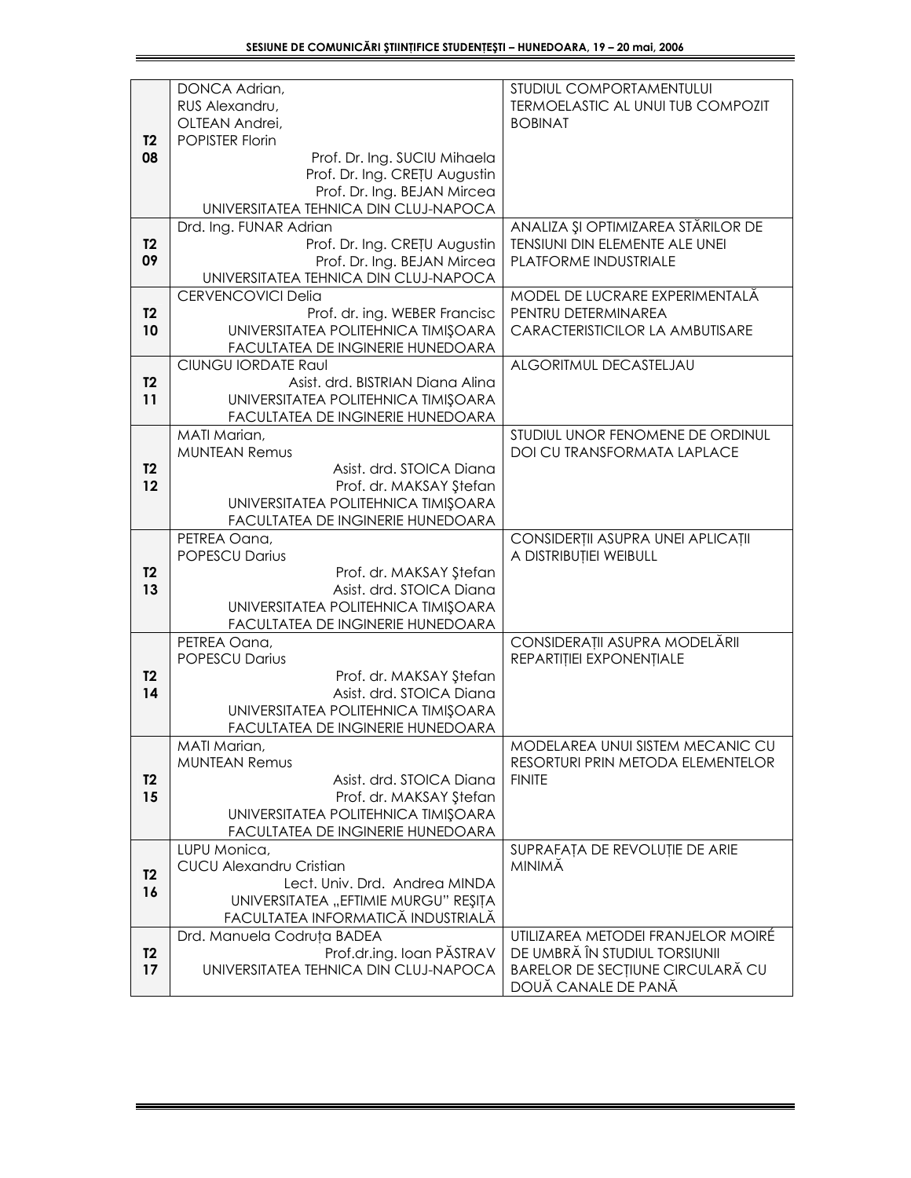| | | |
|---|---|---|
| T2 08 | DONCA Adrian, RUS Alexandru, OLTEAN Andrei, POPISTER Florin<br>Prof. Dr. Ing. SUCIU Mihaela<br>Prof. Dr. Ing. CREȚU Augustin<br>Prof. Dr. Ing. BEJAN Mircea<br>UNIVERSITATEA TEHNICA DIN CLUJ-NAPOCA | STUDIUL COMPORTAMENTULUI TERMOELASTIC AL UNUI TUB COMPOZIT BOBINAT |
| T2 09 | Drd. Ing. FUNAR Adrian<br>Prof. Dr. Ing. CREȚU Augustin<br>Prof. Dr. Ing. BEJAN Mircea<br>UNIVERSITATEA TEHNICA DIN CLUJ-NAPOCA | ANALIZA ŞI OPTIMIZAREA STĂRILOR DE TENSIUNI DIN ELEMENTE ALE UNEI PLATFORME INDUSTRIALE |
| T2 10 | CERVENCOVICI Delia<br>Prof. dr. ing. WEBER Francisc<br>UNIVERSITATEA POLITEHNICA TIMIŞOARA<br>FACULTATEA DE INGINERIE HUNEDOARA | MODEL DE LUCRARE EXPERIMENTALĂ PENTRU DETERMINAREA CARACTERISTICILOR LA AMBUTISARE |
| T2 11 | CIUNGU IORDATE Raul<br>Asist. drd. BISTRIAN Diana Alina<br>UNIVERSITATEA POLITEHNICA TIMIŞOARA<br>FACULTATEA DE INGINERIE HUNEDOARA | ALGORITMUL DECASTELJAU |
| T2 12 | MATI Marian, MUNTEAN Remus<br>Asist. drd. STOICA Diana<br>Prof. dr. MAKSAY Ştefan<br>UNIVERSITATEA POLITEHNICA TIMIŞOARA<br>FACULTATEA DE INGINERIE HUNEDOARA | STUDIUL UNOR FENOMENE DE ORDINUL DOI CU TRANSFORMATA LAPLACE |
| T2 13 | PETREA Oana, POPESCU Darius<br>Prof. dr. MAKSAY Ştefan<br>Asist. drd. STOICA Diana<br>UNIVERSITATEA POLITEHNICA TIMIŞOARA<br>FACULTATEA DE INGINERIE HUNEDOARA | CONSIDERŢII ASUPRA UNEI APLICAŢII A DISTRIBUŢIEI WEIBULL |
| T2 14 | PETREA Oana, POPESCU Darius<br>Prof. dr. MAKSAY Ştefan<br>Asist. drd. STOICA Diana<br>UNIVERSITATEA POLITEHNICA TIMIŞOARA<br>FACULTATEA DE INGINERIE HUNEDOARA | CONSIDERAŢII ASUPRA MODELĂRII REPARTIŢIEI EXPONENŢIALE |
| T2 15 | MATI Marian, MUNTEAN Remus<br>Asist. drd. STOICA Diana<br>Prof. dr. MAKSAY Ştefan<br>UNIVERSITATEA POLITEHNICA TIMIŞOARA<br>FACULTATEA DE INGINERIE HUNEDOARA | MODELAREA UNUI SISTEM MECANIC CU RESORTURI PRIN METODA ELEMENTELOR FINITE |
| T2 16 | LUPU Monica, CUCU Alexandru Cristian<br>Lect. Univ. Drd. Andrea MINDA<br>UNIVERSITATEA „EFTIMIE MURGU" REŞIŢA<br>FACULTATEA INFORMATICĂ INDUSTRIALĂ | SUPRAFAŢA DE REVOLUŢIE DE ARIE MINIMĂ |
| T2 17 | Drd. Manuela Codruţa BADEA<br>Prof.dr.ing. Ioan PĂSTRAV<br>UNIVERSITATEA TEHNICA DIN CLUJ-NAPOCA | UTILIZAREA METODEI FRANJELOR MOIRÉ DE UMBRĂ ÎN STUDIUL TORSIUNII BARELOR DE SECŢIUNE CIRCULARĂ CU DOUĂ CANALE DE PANĂ |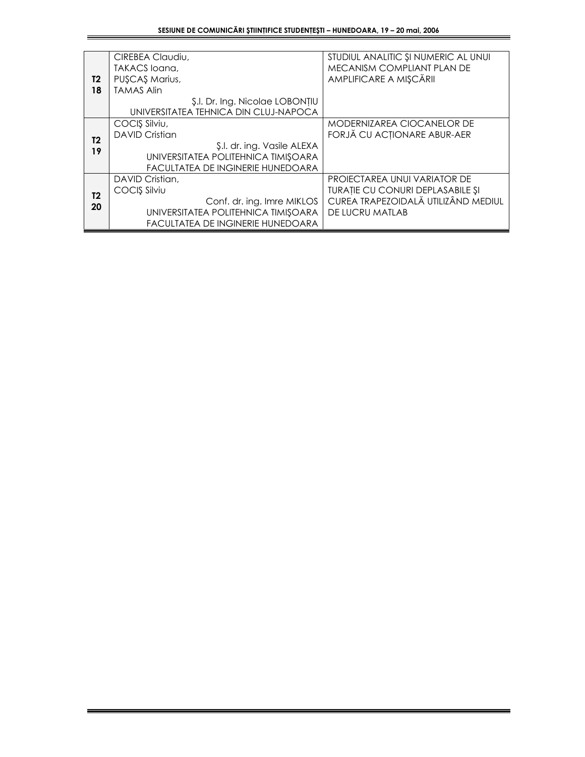| | | |
|---|---|---|
| T2 18 | CIREBEA Claudiu, TAKACS Ioana, PUŞCAŞ Marius, TAMAS Alin<br>Ş.l. Dr. Ing. Nicolae LOBONŢIU<br>UNIVERSITATEA TEHNICA DIN CLUJ-NAPOCA | STUDIUL ANALITIC ŞI NUMERIC AL UNUI MECANISM COMPLIANT PLAN DE AMPLIFICARE A MIŞCĂRII |
| T2 19 | COCIŞ Silviu, DAVID Cristian<br>Ş.l. dr. ing. Vasile ALEXA<br>UNIVERSITATEA POLITEHNICA TIMIŞOARA<br>FACULTATEA DE INGINERIE HUNEDOARA | MODERNIZAREA CIOCANELOR DE FORJĂ CU ACŢIONARE ABUR-AER |
| T2 20 | DAVID Cristian, COCIŞ Silviu<br>Conf. dr. ing. Imre MIKLOS<br>UNIVERSITATEA POLITEHNICA TIMIŞOARA<br>FACULTATEA DE INGINERIE HUNEDOARA | PROIECTAREA UNUI VARIATOR DE TURAŢIE CU CONURI DEPLASABILE ŞI CUREA TRAPEZOIDALĂ UTILIZÂND MEDIUL DE LUCRU MATLAB |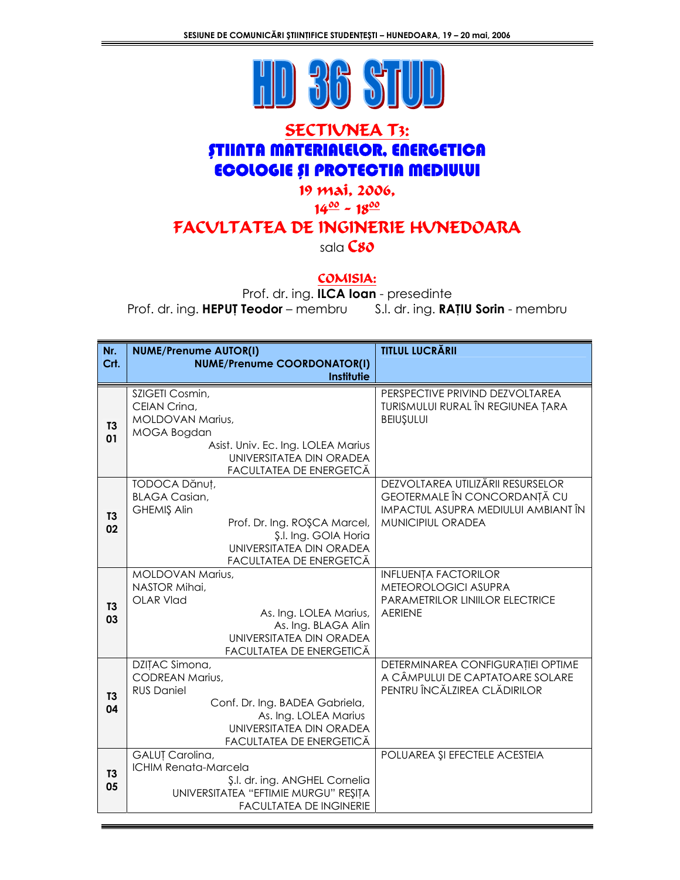# HD 36 STUD

## SECTIUNEA T3: ŞTIINTA MATERIALELOR, ENERGETICA ECOLOGIE ŞI PROTECTIA MEDIULUI

**19 mai, 2006,**

**$14^{\underline{00}}$ - $18^{\underline{00}}$**

## FACULTATEA DE INGINERIE HUNEDOARA

sala **C80**

**COMISIA:**

Prof. dr. ing. **ILCA Ioan** - presedinte

Prof. dr. ing. **HEPUŢ Teodor** – membru     S.l. dr. ing. **RAŢIU Sorin** - membru

| Nr. Crt. | NUME/Prenume AUTOR(I) NUME/Prenume COORDONATOR(I) Institutie | TITLUL LUCRĂRII |
|---|---|---|
| T3 01 | SZIGETI Cosmin, CEIAN Crina, MOLDOVAN Marius, MOGA Bogdan<br>Asist. Univ. Ec. Ing. LOLEA Marius<br>UNIVERSITATEA DIN ORADEA<br>FACULTATEA DE ENERGETCĂ | PERSPECTIVE PRIVIND DEZVOLTAREA TURISMULUI RURAL ÎN REGIUNEA ŢARA BEIUŞULUI |
| T3 02 | TODOCA Dănuţ, BLAGA Casian, GHEMIŞ Alin<br>Prof. Dr. Ing. ROŞCA Marcel, Ş.l. Ing. GOIA Horia<br>UNIVERSITATEA DIN ORADEA<br>FACULTATEA DE ENERGETCĂ | DEZVOLTAREA UTILIZĂRII RESURSELOR GEOTERMALE ÎN CONCORDANŢĂ CU IMPACTUL ASUPRA MEDIULUI AMBIANT ÎN MUNICIPIUL ORADEA |
| T3 03 | MOLDOVAN Marius, NASTOR Mihai, OLAR Vlad<br>As. Ing. LOLEA Marius, As. Ing. BLAGA Alin<br>UNIVERSITATEA DIN ORADEA<br>FACULTATEA DE ENERGETICĂ | INFLUENŢA FACTORILOR METEOROLOGICI ASUPRA PARAMETRILOR LINIILOR ELECTRICE AERIENE |
| T3 04 | DZIŢAC Simona, CODREAN Marius, RUS Daniel<br>Conf. Dr. Ing. BADEA Gabriela, As. Ing. LOLEA Marius<br>UNIVERSITATEA DIN ORADEA<br>FACULTATEA DE ENERGETICĂ | DETERMINAREA CONFIGURAŢIEI OPTIME A CÂMPULUI DE CAPTATOARE SOLARE PENTRU ÎNCĂLZIREA CLĂDIRILOR |
| T3 05 | GALUŢ Carolina, ICHIM Renata-Marcela<br>Ş.l. dr. ing. ANGHEL Cornelia<br>UNIVERSITATEA "EFTIMIE MURGU" REŞIŢA<br>FACULTATEA DE INGINERIE | POLUAREA ŞI EFECTELE ACESTEIA |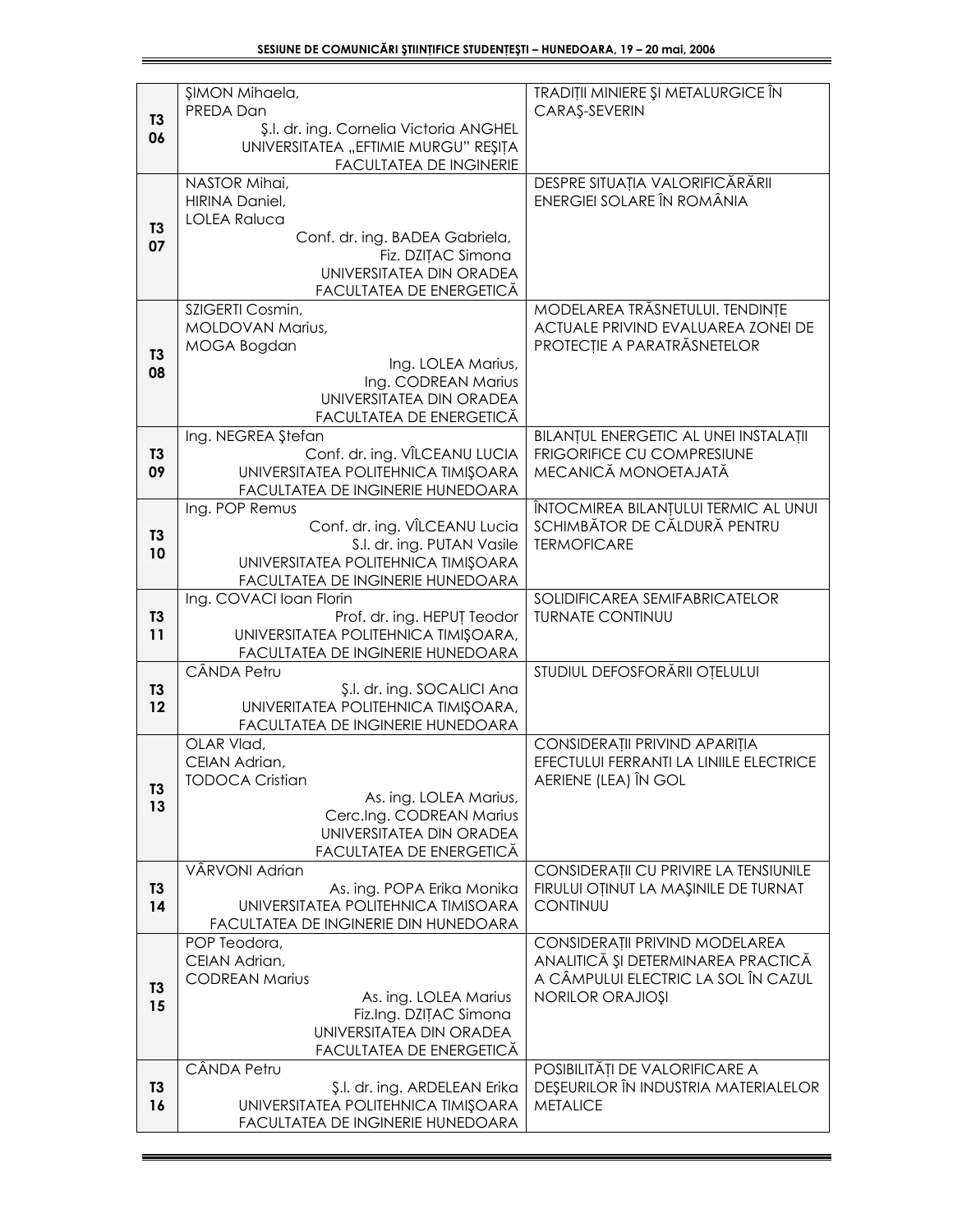| | | |
|---|---|---|
| T3 06 | ŞIMON Mihaela, PREDA Dan<br>Ş.l. dr. ing. Cornelia Victoria ANGHEL<br>UNIVERSITATEA „EFTIMIE MURGU" REŞIŢA<br>FACULTATEA DE INGINERIE | TRADIŢII MINIERE ŞI METALURGICE ÎN CARAŞ-SEVERIN |
| T3 07 | NASTOR Mihai, HIRINA Daniel, LOLEA Raluca<br>Conf. dr. ing. BADEA Gabriela,<br>Fiz. DZIŢAC Simona<br>UNIVERSITATEA DIN ORADEA<br>FACULTATEA DE ENERGETICĂ | DESPRE SITUAŢIA VALORIFICĂRĂRII ENERGIEI SOLARE ÎN ROMÂNIA |
| T3 08 | SZIGERTI Cosmin, MOLDOVAN Marius, MOGA Bogdan<br>Ing. LOLEA Marius,<br>Ing. CODREAN Marius<br>UNIVERSITATEA DIN ORADEA<br>FACULTATEA DE ENERGETICĂ | MODELAREA TRĂSNETULUI. TENDINŢE ACTUALE PRIVIND EVALUAREA ZONEI DE PROTECŢIE A PARATRĂSNETELOR |
| T3 09 | Ing. NEGREA Ştefan<br>Conf. dr. ing. VÎLCEANU LUCIA<br>UNIVERSITATEA POLITEHNICA TIMIŞOARA<br>FACULTATEA DE INGINERIE HUNEDOARA | BILANŢUL ENERGETIC AL UNEI INSTALAŢII FRIGORIFICE CU COMPRESIUNE MECANICĂ MONOETAJATĂ |
| T3 10 | Ing. POP Remus<br>Conf. dr. ing. VÎLCEANU Lucia<br>S.l. dr. ing. PUTAN Vasile<br>UNIVERSITATEA POLITEHNICA TIMIŞOARA<br>FACULTATEA DE INGINERIE HUNEDOARA | ÎNTOCMIREA BILANŢULUI TERMIC AL UNUI SCHIMBĂTOR DE CĂLDURĂ PENTRU TERMOFICARE |
| T3 11 | Ing. COVACI Ioan Florin<br>Prof. dr. ing. HEPUŢ Teodor<br>UNIVERSITATEA POLITEHNICA TIMIŞOARA,<br>FACULTATEA DE INGINERIE HUNEDOARA | SOLIDIFICAREA SEMIFABRICATELOR TURNATE CONTINUU |
| T3 12 | CÂNDA Petru<br>Ş.l. dr. ing. SOCALICI Ana<br>UNIVERITATEA POLITEHNICA TIMIŞOARA,<br>FACULTATEA DE INGINERIE HUNEDOARA | STUDIUL DEFOSFORĂRII OŢELULUI |
| T3 13 | OLAR Vlad, CEIAN Adrian, TODOCA Cristian<br>As. ing. LOLEA Marius,<br>Cerc.Ing. CODREAN Marius<br>UNIVERSITATEA DIN ORADEA<br>FACULTATEA DE ENERGETICĂ | CONSIDERAŢII PRIVIND APARIŢIA EFECTULUI FERRANTI LA LINIILE ELECTRICE AERIENE (LEA) ÎN GOL |
| T3 14 | VÂRVONI Adrian<br>As. ing. POPA Erika Monika<br>UNIVERSITATEA POLITEHNICA TIMISOARA<br>FACULTATEA DE INGINERIE DIN HUNEDOARA | CONSIDERAŢII CU PRIVIRE LA TENSIUNILE FIRULUI OŢINUT LA MAŞINILE DE TURNAT CONTINUU |
| T3 15 | POP Teodora, CEIAN Adrian, CODREAN Marius<br>As. ing. LOLEA Marius<br>Fiz.Ing. DZIŢAC Simona<br>UNIVERSITATEA DIN ORADEA<br>FACULTATEA DE ENERGETICĂ | CONSIDERAŢII PRIVIND MODELAREA ANALITICĂ ŞI DETERMINAREA PRACTICĂ A CÂMPULUI ELECTRIC LA SOL ÎN CAZUL NORILOR ORAJIOŞI |
| T3 16 | CÂNDA Petru<br>Ş.l. dr. ing. ARDELEAN Erika<br>UNIVERSITATEA POLITEHNICA TIMIŞOARA<br>FACULTATEA DE INGINERIE HUNEDOARA | POSIBILITĂŢI DE VALORIFICARE A DEŞEURILOR ÎN INDUSTRIA MATERIALELOR METALICE |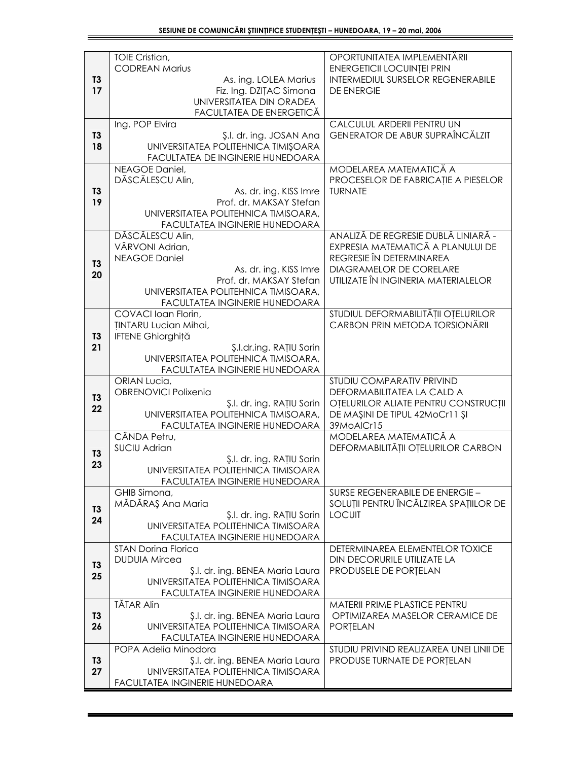| | | |
|---|---|---|
| T3 17 | TOIE Cristian,<br>CODREAN Marius<br>As. ing. LOLEA Marius<br>Fiz. Ing. DZIȚAC Simona<br>UNIVERSITATEA DIN ORADEA<br>FACULTATEA DE ENERGETICĂ | OPORTUNITATEA IMPLEMENTĂRII ENERGETICII LOCUINȚEI PRIN INTERMEDIUL SURSELOR REGENERABILE DE ENERGIE |
| T3 18 | Ing. POP Elvira<br>Ş.l. dr. ing. JOSAN Ana<br>UNIVERSITATEA POLITEHNICA TIMIŞOARA<br>FACULTATEA DE INGINERIE HUNEDOARA | CALCULUL ARDERII PENTRU UN GENERATOR DE ABUR SUPRAÎNCĂLZIT |
| T3 19 | NEAGOE Daniel,<br>DĂSCĂLESCU Alin,<br>As. dr. ing. KISS Imre<br>Prof. dr. MAKSAY Stefan<br>UNIVERSITATEA POLITEHNICA TIMISOARA,<br>FACULTATEA INGINERIE HUNEDOARA | MODELAREA MATEMATICĂ A PROCESELOR DE FABRICAȚIE A PIESELOR TURNATE |
| T3 20 | DĂSCĂLESCU Alin,<br>VÂRVONI Adrian,<br>NEAGOE Daniel<br>As. dr. ing. KISS Imre<br>Prof. dr. MAKSAY Stefan<br>UNIVERSITATEA POLITEHNICA TIMISOARA,<br>FACULTATEA INGINERIE HUNEDOARA | ANALIZĂ DE REGRESIE DUBLĂ LINIARĂ - EXPRESIA MATEMATICĂ A PLANULUI DE REGRESIE ÎN DETERMINAREA DIAGRAMELOR DE CORELARE UTILIZATE ÎN INGINERIA MATERIALELOR |
| T3 21 | COVACI Ioan Florin,<br>ȚINTARU Lucian Mihai,<br>IFTENE Ghiorghiță<br>Ş.l.dr.ing. RAȚIU Sorin<br>UNIVERSITATEA POLITEHNICA TIMISOARA,<br>FACULTATEA INGINERIE HUNEDOARA | STUDIUL DEFORMABILITĂȚII OȚELURILOR CARBON PRIN METODA TORSIONĂRII |
| T3 22 | ORIAN Lucia,<br>OBRENOVICI Polixenia<br>Ş.l. dr. ing. RAȚIU Sorin<br>UNIVERSITATEA POLITEHNICA TIMISOARA,<br>FACULTATEA INGINERIE HUNEDOARA | STUDIU COMPARATIV PRIVIND DEFORMABILITATEA LA CALD A OȚELURILOR ALIATE PENTRU CONSTRUCȚII DE MAŞINI DE TIPUL 42MoCr11 ŞI 39MoAlCr15 |
| T3 23 | CÂNDA Petru,<br>SUCIU Adrian<br>Ş.l. dr. ing. RAȚIU Sorin<br>UNIVERSITATEA POLITEHNICA TIMISOARA<br>FACULTATEA INGINERIE HUNEDOARA | MODELAREA MATEMATICĂ A DEFORMABILITĂȚII OȚELURILOR CARBON |
| T3 24 | GHIB Simona,<br>MĂDĂRAŞ Ana Maria<br>Ş.l. dr. ing. RAȚIU Sorin<br>UNIVERSITATEA POLITEHNICA TIMISOARA<br>FACULTATEA INGINERIE HUNEDOARA | SURSE REGENERABILE DE ENERGIE – SOLUȚII PENTRU ÎNCĂLZIREA SPAȚIILOR DE LOCUIT |
| T3 25 | STAN Dorina Florica<br>DUDUIA Mircea<br>Ş.l. dr. ing. BENEA Maria Laura<br>UNIVERSITATEA POLITEHNICA TIMISOARA<br>FACULTATEA INGINERIE HUNEDOARA | DETERMINAREA ELEMENTELOR TOXICE DIN DECORURILE UTILIZATE LA PRODUSELE DE PORȚELAN |
| T3 26 | TĂTAR Alin<br>Ş.l. dr. ing. BENEA Maria Laura<br>UNIVERSITATEA POLITEHNICA TIMISOARA<br>FACULTATEA INGINERIE HUNEDOARA | MATERII PRIME PLASTICE PENTRU OPTIMIZAREA MASELOR CERAMICE DE PORȚELAN |
| T3 27 | POPA Adelia Minodora<br>Ş.l. dr. ing. BENEA Maria Laura<br>UNIVERSITATEA POLITEHNICA TIMISOARA<br>FACULTATEA INGINERIE HUNEDOARA | STUDIU PRIVIND REALIZAREA UNEI LINII DE PRODUSE TURNATE DE PORȚELAN |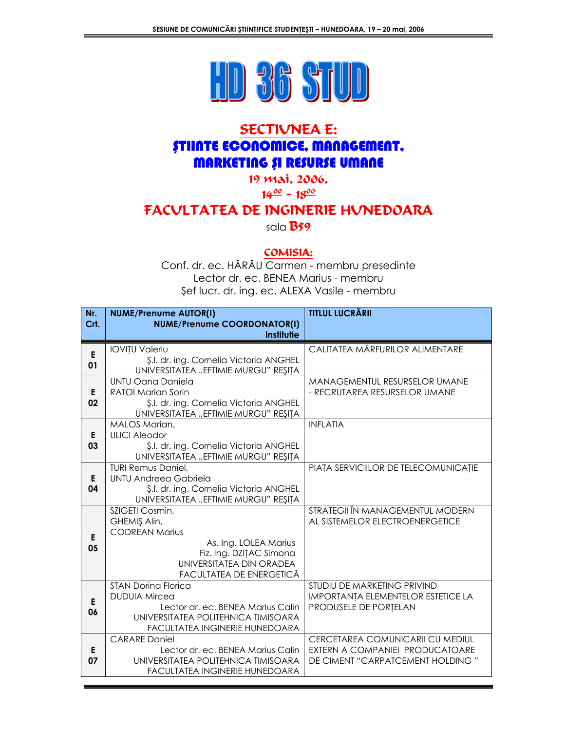# HD 36 STUD

## SECTIUNEA E: ŞTIINTE ECONOMICE, MANAGEMENT, MARKETING ŞI RESURSE UMANE

**19 mai, 2006,**

**$14^{00}$ - $18^{00}$**

## FACULTATEA DE INGINERIE HUNEDOARA

sala **B59**

**COMISIA:**

Conf. dr. ec. HĂRĂU Carmen - membru presedinte
Lector dr. ec. BENEA Marius - membru
Şef lucr. dr. ing. ec. ALEXA Vasile - membru

| Nr. Crt. | NUME/Prenume AUTOR(I) NUME/Prenume COORDONATOR(I) Institutie | TITLUL LUCRĂRII |
|---|---|---|
| E 01 | IOVIȚU Valeriu<br>Ş.l. dr. ing. Cornelia Victoria ANGHEL<br>UNIVERSITATEA „EFTIMIE MURGU" REŞIȚA | CALITATEA MĂRFURILOR ALIMENTARE |
| E 02 | UNTU Oana Daniela<br>RATOI Marian Sorin<br>Ş.l. dr. ing. Cornelia Victoria ANGHEL<br>UNIVERSITATEA „EFTIMIE MURGU" REŞIȚA | MANAGEMENTUL RESURSELOR UMANE - RECRUTAREA RESURSELOR UMANE |
| E 03 | MALOS Marian,<br>ULICI Aleodor<br>Ş.l. dr. ing. Cornelia Victoria ANGHEL<br>UNIVERSITATEA „EFTIMIE MURGU" REŞIȚA | INFLATIA |
| E 04 | TURI Remus Daniel,<br>UNTU Andreea Gabriela<br>Ş.l. dr. ing. Cornelia Victoria ANGHEL<br>UNIVERSITATEA „EFTIMIE MURGU" REŞIȚA | PIAȚA SERVICIILOR DE TELECOMUNICAȚIE |
| E 05 | SZIGETI Cosmin,<br>GHEMIŞ Alin,<br>CODREAN Marius<br>As. Ing. LOLEA Marius<br>Fiz. Ing. DZIȚAC Simona<br>UNIVERSITATEA DIN ORADEA<br>FACULTATEA DE ENERGETICĂ | STRATEGII ÎN MANAGEMENTUL MODERN AL SISTEMELOR ELECTROENERGETICE |
| E 06 | STAN Dorina Florica<br>DUDUIA Mircea<br>Lector dr. ec. BENEA Marius Calin<br>UNIVERSITATEA POLITEHNICA TIMISOARA<br>FACULTATEA INGINERIE HUNEDOARA | STUDIU DE MARKETING PRIVIND IMPORTANȚA ELEMENTELOR ESTETICE LA PRODUSELE DE PORȚELAN |
| E 07 | CARARE Daniel<br>Lector dr. ec. BENEA Marius Calin<br>UNIVERSITATEA POLITEHNICA TIMISOARA<br>FACULTATEA INGINERIE HUNEDOARA | CERCETAREA COMUNICARII CU MEDIUL EXTERN A COMPANIEI PRODUCATOARE DE CIMENT "CARPATCEMENT HOLDING " |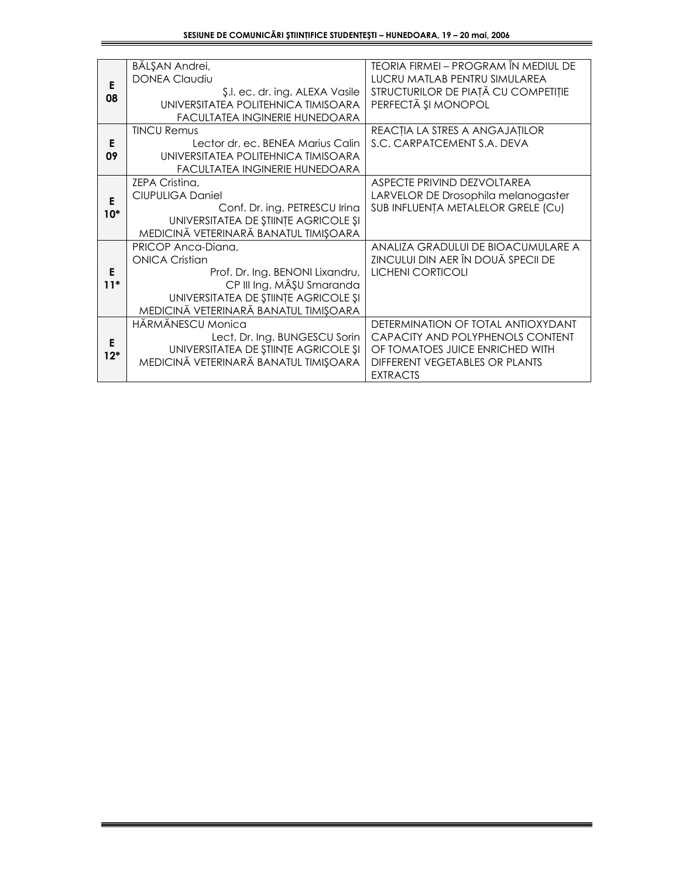| | | |
|---|---|---|
| E 08 | BĂLŞAN Andrei, DONEA Claudiu<br>Ş.l. ec. dr. ing. ALEXA Vasile<br>UNIVERSITATEA POLITEHNICA TIMISOARA<br>FACULTATEA INGINERIE HUNEDOARA | TEORIA FIRMEI – PROGRAM ÎN MEDIUL DE LUCRU MATLAB PENTRU SIMULAREA STRUCTURILOR DE PIAȚĂ CU COMPETIȚIE PERFECTĂ ŞI MONOPOL |
| E 09 | TINCU Remus<br>Lector dr. ec. BENEA Marius Calin<br>UNIVERSITATEA POLITEHNICA TIMISOARA<br>FACULTATEA INGINERIE HUNEDOARA | REACȚIA LA STRES A ANGAJAȚILOR S.C. CARPATCEMENT S.A. DEVA |
| E 10* | ZEPA Cristina, CIUPULIGA Daniel<br>Conf. Dr. ing. PETRESCU Irina<br>UNIVERSITATEA DE ŞTIINȚE AGRICOLE ŞI MEDICINĂ VETERINARĂ BANATUL TIMIŞOARA | ASPECTE PRIVIND DEZVOLTAREA LARVELOR DE Drosophila melanogaster SUB INFLUENȚA METALELOR GRELE (Cu) |
| E 11* | PRICOP Anca-Diana, ONICA Cristian<br>Prof. Dr. Ing. BENONI Lixandru,<br>CP III Ing. MÂŞU Smaranda<br>UNIVERSITATEA DE ŞTIINȚE AGRICOLE ŞI MEDICINĂ VETERINARĂ BANATUL TIMIŞOARA | ANALIZA GRADULUI DE BIOACUMULARE A ZINCULUI DIN AER ÎN DOUĂ SPECII DE LICHENI CORTICOLI |
| E 12* | HĂRMĂNESCU Monica<br>Lect. Dr. Ing. BUNGESCU Sorin<br>UNIVERSITATEA DE ŞTIINȚE AGRICOLE ŞI MEDICINĂ VETERINARĂ BANATUL TIMIŞOARA | DETERMINATION OF TOTAL ANTIOXYDANT CAPACITY AND POLYPHENOLS CONTENT OF TOMATOES JUICE ENRICHED WITH DIFFERENT VEGETABLES OR PLANTS EXTRACTS |